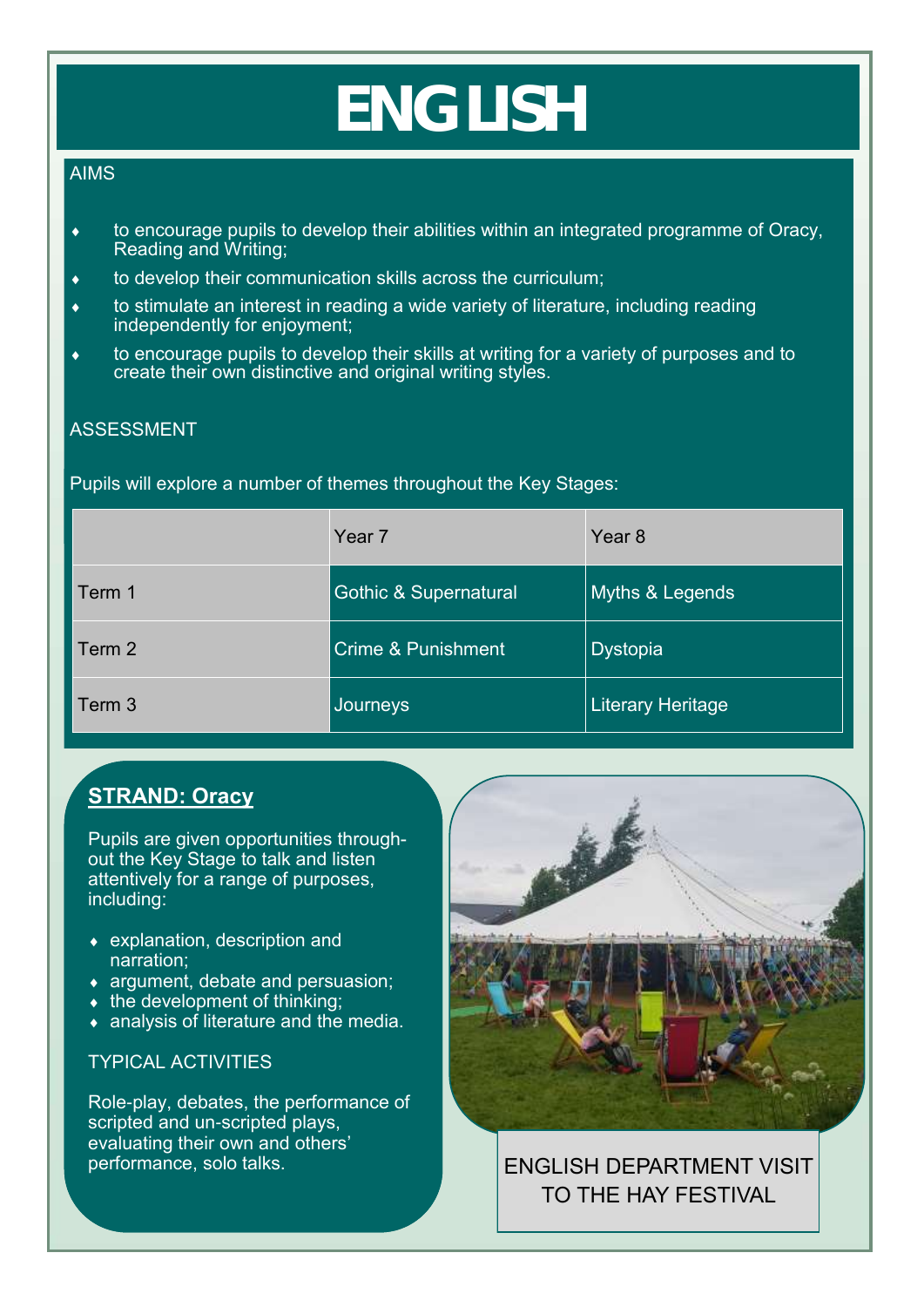# ENGLISH

## AIMS

- to encourage pupils to develop their abilities within an integrated programme of Oracy, Reading and Writing;
- to develop their communication skills across the curriculum;
- to stimulate an interest in reading a wide variety of literature, including reading independently for enjoyment;
- to encourage pupils to develop their skills at writing for a variety of purposes and to create their own distinctive and original writing styles.

## ASSESSMENT

Pupils will explore a number of themes throughout the Key Stages:

| | Year 7 | Year 8 |
|---|---|---|
| Term 1 | Gothic & Supernatural | Myths & Legends |
| Term 2 | Crime & Punishment | Dystopia |
| Term 3 | Journeys | Literary Heritage |

## STRAND: Oracy

Pupils are given opportunities throughout the Key Stage to talk and listen attentively for a range of purposes, including:

- explanation, description and narration;
- argument, debate and persuasion;
- the development of thinking;
- analysis of literature and the media.

### TYPICAL ACTIVITIES

Role-play, debates, the performance of scripted and un-scripted plays, evaluating their own and others' performance, solo talks.

ENGLISH DEPARTMENT VISIT TO THE HAY FESTIVAL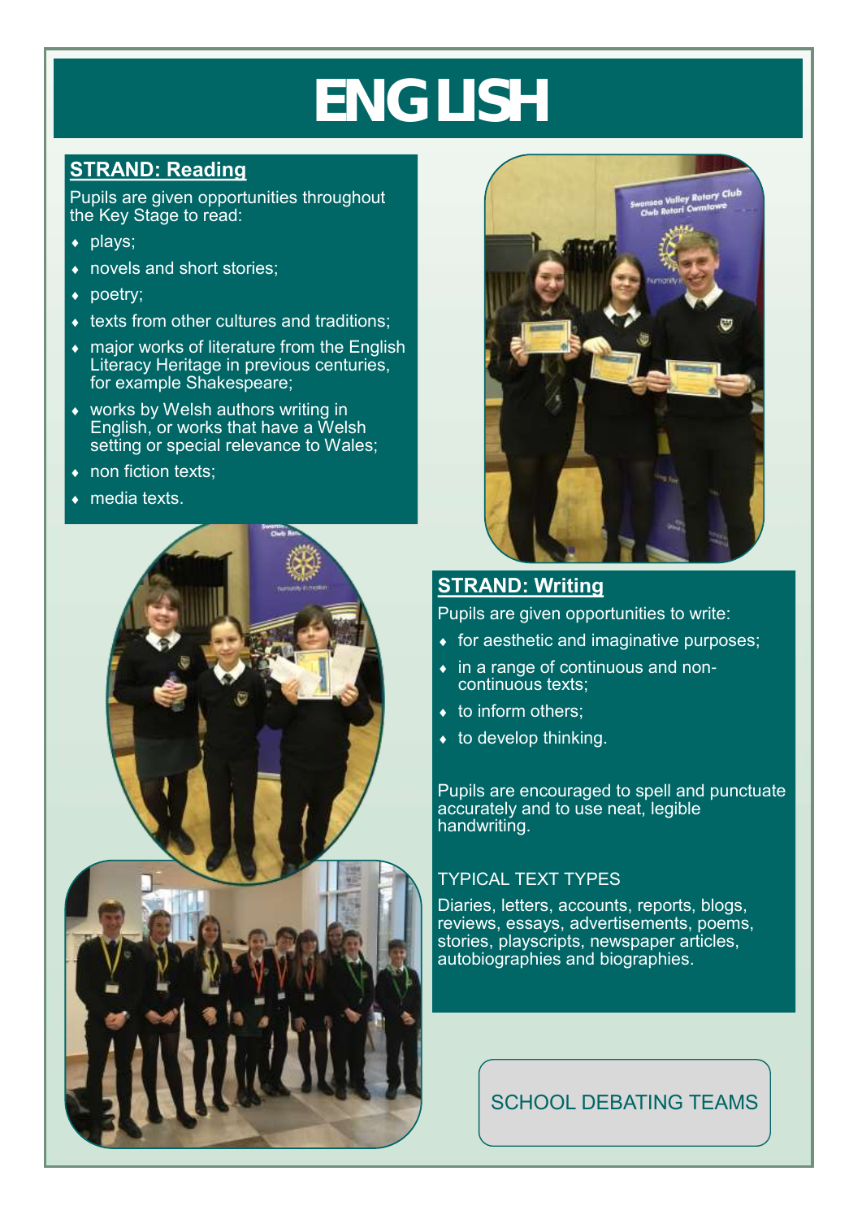# ENGLISH

## STRAND: Reading

Pupils are given opportunities throughout the Key Stage to read:

- plays;
- novels and short stories;
- poetry;
- texts from other cultures and traditions;
- major works of literature from the English Literacy Heritage in previous centuries, for example Shakespeare;
- works by Welsh authors writing in English, or works that have a Welsh setting or special relevance to Wales;
- non fiction texts;
- media texts.

## STRAND: Writing

Pupils are given opportunities to write:

- for aesthetic and imaginative purposes;
- in a range of continuous and non-continuous texts;
- to inform others;
- to develop thinking.

Pupils are encouraged to spell and punctuate accurately and to use neat, legible handwriting.

TYPICAL TEXT TYPES

Diaries, letters, accounts, reports, blogs, reviews, essays, advertisements, poems, stories, playscripts, newspaper articles, autobiographies and biographies.

SCHOOL DEBATING TEAMS